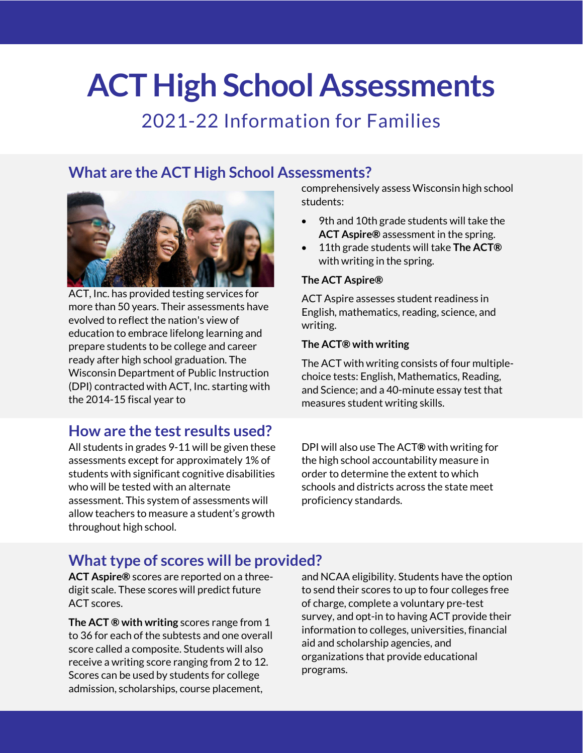# ACT High School Assessments

## 2021-22 Information for Families

## What are the ACT High School Assessments?

ACT, Inc. has provided testing services for more than 50 years. Their assessments have evolved to reflect the nation's view of education to embrace lifelong learning and prepare students to be college and career ready after high school graduation. The Wisconsin Department of Public Instruction (DPI) contracted with ACT, Inc. starting with the 2014-15 fiscal year to comprehensively assess Wisconsin high school students:

- 9th and 10th grade students will take the **ACT Aspire®** assessment in the spring.
- 11th grade students will take **The ACT®** with writing in the spring.

### The ACT Aspire®

ACT Aspire assesses student readiness in English, mathematics, reading, science, and writing.

### The ACT® with writing

The ACT with writing consists of four multiple-choice tests: English, Mathematics, Reading, and Science; and a 40-minute essay test that measures student writing skills.

## How are the test results used?

All students in grades 9-11 will be given these assessments except for approximately 1% of students with significant cognitive disabilities who will be tested with an alternate assessment. This system of assessments will allow teachers to measure a student's growth throughout high school.

DPI will also use The ACT**®** with writing for the high school accountability measure in order to determine the extent to which schools and districts across the state meet proficiency standards.

## What type of scores will be provided?

**ACT Aspire®** scores are reported on a three-digit scale. These scores will predict future ACT scores.

**The ACT ® with writing** scores range from 1 to 36 for each of the subtests and one overall score called a composite. Students will also receive a writing score ranging from 2 to 12. Scores can be used by students for college admission, scholarships, course placement, and NCAA eligibility. Students have the option to send their scores to up to four colleges free of charge, complete a voluntary pre-test survey, and opt-in to having ACT provide their information to colleges, universities, financial aid and scholarship agencies, and organizations that provide educational programs.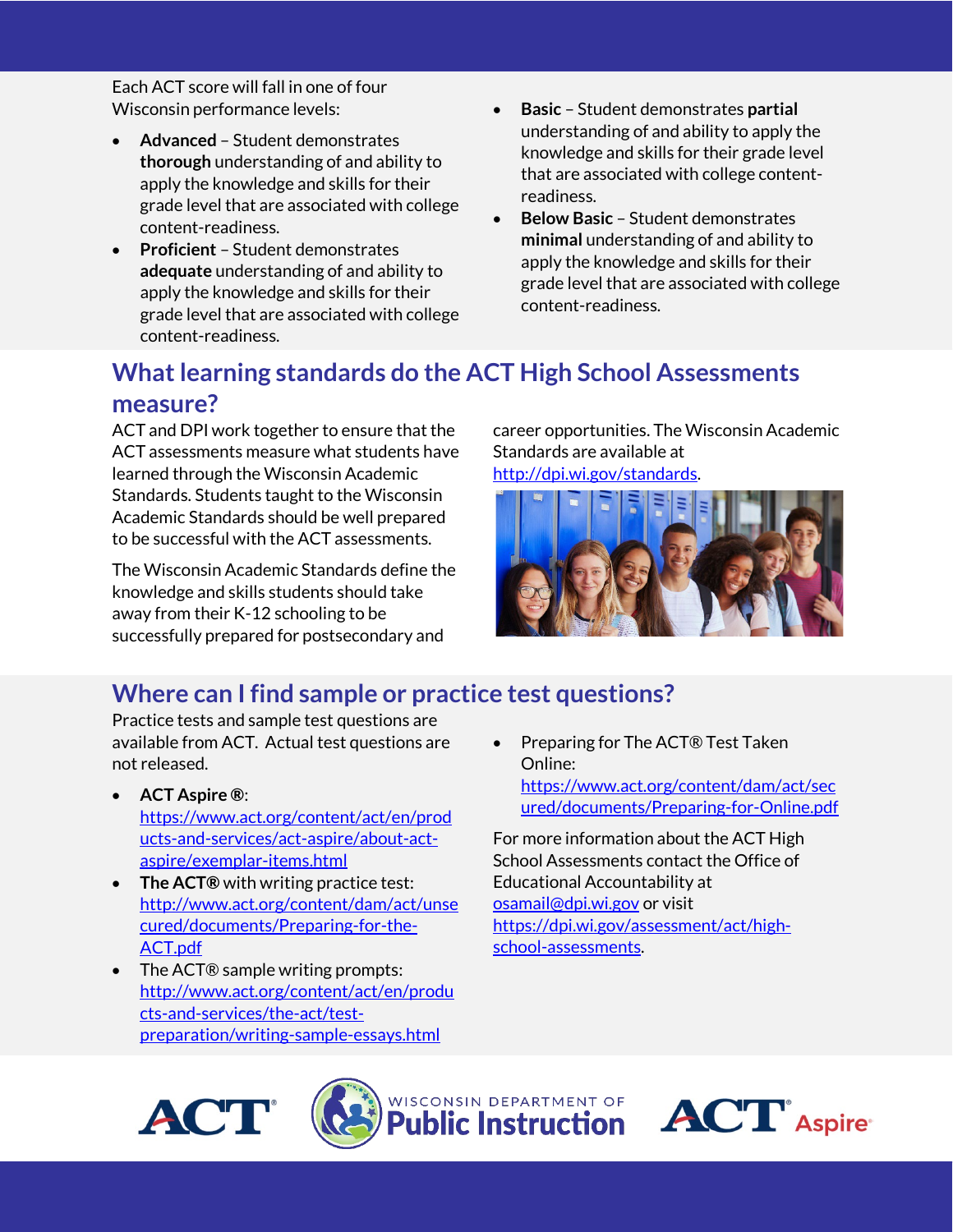Each ACT score will fall in one of four Wisconsin performance levels:

- **Advanced** – Student demonstrates **thorough** understanding of and ability to apply the knowledge and skills for their grade level that are associated with college content-readiness.
- **Proficient** – Student demonstrates **adequate** understanding of and ability to apply the knowledge and skills for their grade level that are associated with college content-readiness.
- **Basic** – Student demonstrates **partial** understanding of and ability to apply the knowledge and skills for their grade level that are associated with college content-readiness.
- **Below Basic** – Student demonstrates **minimal** understanding of and ability to apply the knowledge and skills for their grade level that are associated with college content-readiness.

## What learning standards do the ACT High School Assessments measure?

ACT and DPI work together to ensure that the ACT assessments measure what students have learned through the Wisconsin Academic Standards. Students taught to the Wisconsin Academic Standards should be well prepared to be successful with the ACT assessments.

The Wisconsin Academic Standards define the knowledge and skills students should take away from their K-12 schooling to be successfully prepared for postsecondary and career opportunities. The Wisconsin Academic Standards are available at http://dpi.wi.gov/standards.

## Where can I find sample or practice test questions?

Practice tests and sample test questions are available from ACT. Actual test questions are not released.

- **ACT Aspire ®**: https://www.act.org/content/act/en/products-and-services/act-aspire/about-act-aspire/exemplar-items.html
- **The ACT®** with writing practice test: http://www.act.org/content/dam/act/unsecured/documents/Preparing-for-the-ACT.pdf
- The ACT® sample writing prompts: http://www.act.org/content/act/en/products-and-services/the-act/test-preparation/writing-sample-essays.html
- Preparing for The ACT® Test Taken Online: https://www.act.org/content/dam/act/secured/documents/Preparing-for-Online.pdf

For more information about the ACT High School Assessments contact the Office of Educational Accountability at osamail@dpi.wi.gov or visit https://dpi.wi.gov/assessment/act/high-school-assessments.

ACT® WISCONSIN DEPARTMENT OF Public Instruction ACT® Aspire®